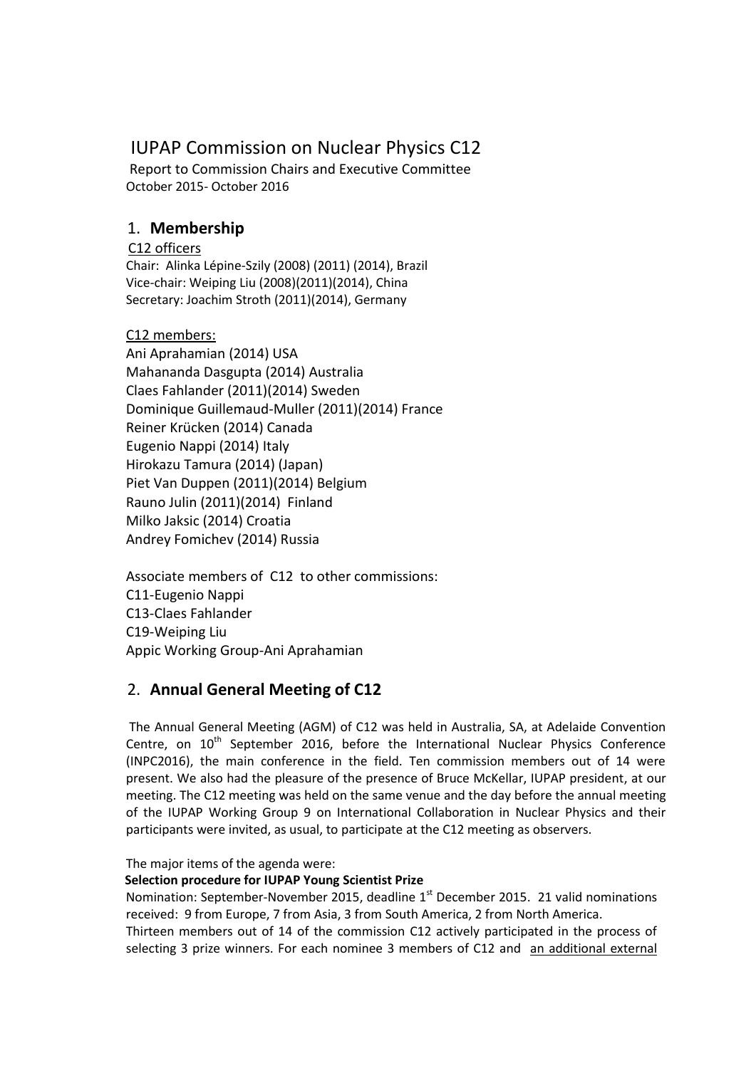# IUPAP Commission on Nuclear Physics C12

Report to Commission Chairs and Executive Committee
October 2015- October 2016

## 1. **Membership**

C12 officers

Chair: Alinka Lépine-Szily (2008) (2011) (2014), Brazil
Vice-chair: Weiping Liu (2008)(2011)(2014), China
Secretary: Joachim Stroth (2011)(2014), Germany

C12 members:

Ani Aprahamian (2014) USA
Mahananda Dasgupta (2014) Australia
Claes Fahlander (2011)(2014) Sweden
Dominique Guillemaud-Muller (2011)(2014) France
Reiner Krücken (2014) Canada
Eugenio Nappi (2014) Italy
Hirokazu Tamura (2014) (Japan)
Piet Van Duppen (2011)(2014) Belgium
Rauno Julin (2011)(2014) Finland
Milko Jaksic (2014) Croatia
Andrey Fomichev (2014) Russia

Associate members of C12 to other commissions:
C11-Eugenio Nappi
C13-Claes Fahlander
C19-Weiping Liu
Appic Working Group-Ani Aprahamian

## 2. **Annual General Meeting of C12**

The Annual General Meeting (AGM) of C12 was held in Australia, SA, at Adelaide Convention Centre, on 10th September 2016, before the International Nuclear Physics Conference (INPC2016), the main conference in the field. Ten commission members out of 14 were present. We also had the pleasure of the presence of Bruce McKellar, IUPAP president, at our meeting. The C12 meeting was held on the same venue and the day before the annual meeting of the IUPAP Working Group 9 on International Collaboration in Nuclear Physics and their participants were invited, as usual, to participate at the C12 meeting as observers.

The major items of the agenda were:

**Selection procedure for IUPAP Young Scientist Prize**

Nomination: September-November 2015, deadline 1st December 2015. 21 valid nominations received: 9 from Europe, 7 from Asia, 3 from South America, 2 from North America.
Thirteen members out of 14 of the commission C12 actively participated in the process of selecting 3 prize winners. For each nominee 3 members of C12 and an additional external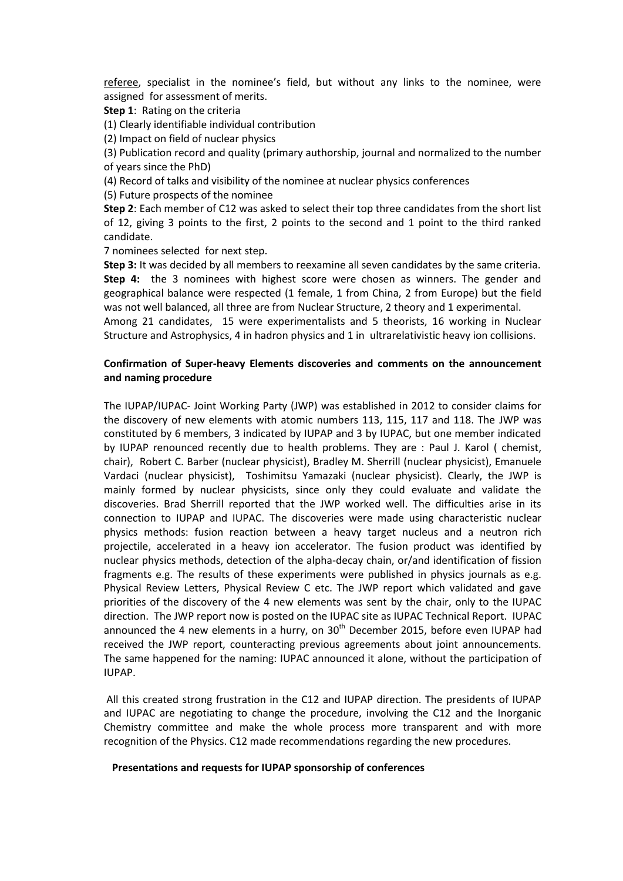referee, specialist in the nominee's field, but without any links to the nominee, were assigned for assessment of merits.

**Step 1**: Rating on the criteria

(1) Clearly identifiable individual contribution

(2) Impact on field of nuclear physics

(3) Publication record and quality (primary authorship, journal and normalized to the number of years since the PhD)

(4) Record of talks and visibility of the nominee at nuclear physics conferences

(5) Future prospects of the nominee

**Step 2**: Each member of C12 was asked to select their top three candidates from the short list of 12, giving 3 points to the first, 2 points to the second and 1 point to the third ranked candidate.

7 nominees selected for next step.

**Step 3:** It was decided by all members to reexamine all seven candidates by the same criteria.

**Step 4:** the 3 nominees with highest score were chosen as winners. The gender and geographical balance were respected (1 female, 1 from China, 2 from Europe) but the field was not well balanced, all three are from Nuclear Structure, 2 theory and 1 experimental.

Among 21 candidates, 15 were experimentalists and 5 theorists, 16 working in Nuclear Structure and Astrophysics, 4 in hadron physics and 1 in ultrarelativistic heavy ion collisions.

**Confirmation of Super-heavy Elements discoveries and comments on the announcement and naming procedure**

The IUPAP/IUPAC- Joint Working Party (JWP) was established in 2012 to consider claims for the discovery of new elements with atomic numbers 113, 115, 117 and 118. The JWP was constituted by 6 members, 3 indicated by IUPAP and 3 by IUPAC, but one member indicated by IUPAP renounced recently due to health problems. They are : Paul J. Karol ( chemist, chair), Robert C. Barber (nuclear physicist), Bradley M. Sherrill (nuclear physicist), Emanuele Vardaci (nuclear physicist), Toshimitsu Yamazaki (nuclear physicist). Clearly, the JWP is mainly formed by nuclear physicists, since only they could evaluate and validate the discoveries. Brad Sherrill reported that the JWP worked well. The difficulties arise in its connection to IUPAP and IUPAC. The discoveries were made using characteristic nuclear physics methods: fusion reaction between a heavy target nucleus and a neutron rich projectile, accelerated in a heavy ion accelerator. The fusion product was identified by nuclear physics methods, detection of the alpha-decay chain, or/and identification of fission fragments e.g. The results of these experiments were published in physics journals as e.g. Physical Review Letters, Physical Review C etc. The JWP report which validated and gave priorities of the discovery of the 4 new elements was sent by the chair, only to the IUPAC direction. The JWP report now is posted on the IUPAC site as IUPAC Technical Report. IUPAC announced the 4 new elements in a hurry, on 30th December 2015, before even IUPAP had received the JWP report, counteracting previous agreements about joint announcements. The same happened for the naming: IUPAC announced it alone, without the participation of IUPAP.

All this created strong frustration in the C12 and IUPAP direction. The presidents of IUPAP and IUPAC are negotiating to change the procedure, involving the C12 and the Inorganic Chemistry committee and make the whole process more transparent and with more recognition of the Physics. C12 made recommendations regarding the new procedures.

**Presentations and requests for IUPAP sponsorship of conferences**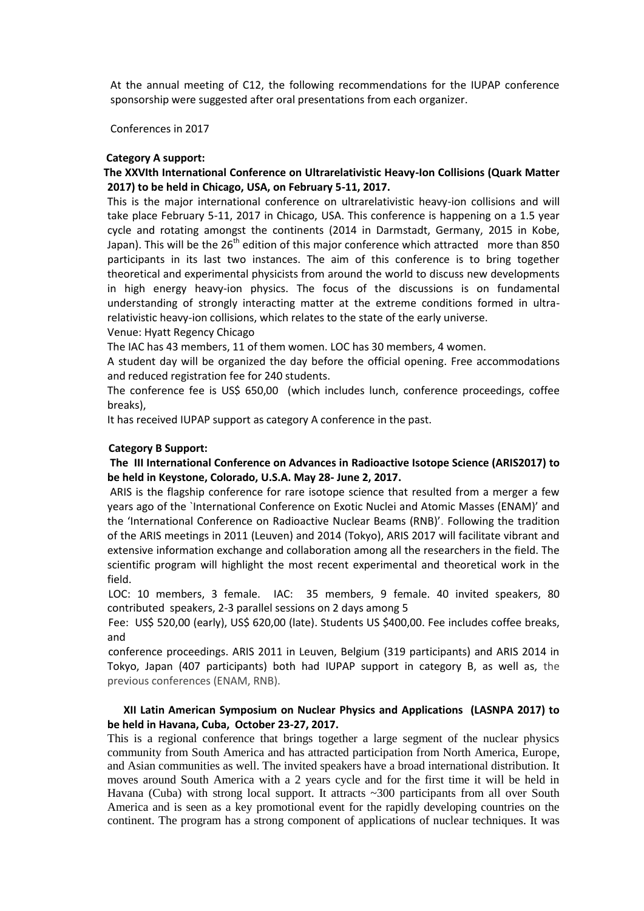At the annual meeting of C12, the following recommendations for the IUPAP conference sponsorship were suggested after oral presentations from each organizer.

Conferences in 2017

**Category A support:**

**The XXVIth International Conference on Ultrarelativistic Heavy-Ion Collisions (Quark Matter 2017) to be held in Chicago, USA, on February 5-11, 2017.**

This is the major international conference on ultrarelativistic heavy-ion collisions and will take place February 5-11, 2017 in Chicago, USA. This conference is happening on a 1.5 year cycle and rotating amongst the continents (2014 in Darmstadt, Germany, 2015 in Kobe, Japan). This will be the 26th edition of this major conference which attracted more than 850 participants in its last two instances. The aim of this conference is to bring together theoretical and experimental physicists from around the world to discuss new developments in high energy heavy-ion physics. The focus of the discussions is on fundamental understanding of strongly interacting matter at the extreme conditions formed in ultra-relativistic heavy-ion collisions, which relates to the state of the early universe.

Venue: Hyatt Regency Chicago

The IAC has 43 members, 11 of them women. LOC has 30 members, 4 women.

A student day will be organized the day before the official opening. Free accommodations and reduced registration fee for 240 students.

The conference fee is US$ 650,00 (which includes lunch, conference proceedings, coffee breaks),

It has received IUPAP support as category A conference in the past.

**Category B Support:**

**The III International Conference on Advances in Radioactive Isotope Science (ARIS2017) to be held in Keystone, Colorado, U.S.A. May 28- June 2, 2017.**

ARIS is the flagship conference for rare isotope science that resulted from a merger a few years ago of the `International Conference on Exotic Nuclei and Atomic Masses (ENAM)' and the 'International Conference on Radioactive Nuclear Beams (RNB)'. Following the tradition of the ARIS meetings in 2011 (Leuven) and 2014 (Tokyo), ARIS 2017 will facilitate vibrant and extensive information exchange and collaboration among all the researchers in the field. The scientific program will highlight the most recent experimental and theoretical work in the field.

LOC: 10 members, 3 female. IAC: 35 members, 9 female. 40 invited speakers, 80 contributed speakers, 2-3 parallel sessions on 2 days among 5

Fee: US$ 520,00 (early), US$ 620,00 (late). Students US $400,00. Fee includes coffee breaks, and

conference proceedings. ARIS 2011 in Leuven, Belgium (319 participants) and ARIS 2014 in Tokyo, Japan (407 participants) both had IUPAP support in category B, as well as, the previous conferences (ENAM, RNB).

**XII Latin American Symposium on Nuclear Physics and Applications (LASNPA 2017) to be held in Havana, Cuba, October 23-27, 2017.**

This is a regional conference that brings together a large segment of the nuclear physics community from South America and has attracted participation from North America, Europe, and Asian communities as well. The invited speakers have a broad international distribution. It moves around South America with a 2 years cycle and for the first time it will be held in Havana (Cuba) with strong local support. It attracts ~300 participants from all over South America and is seen as a key promotional event for the rapidly developing countries on the continent. The program has a strong component of applications of nuclear techniques. It was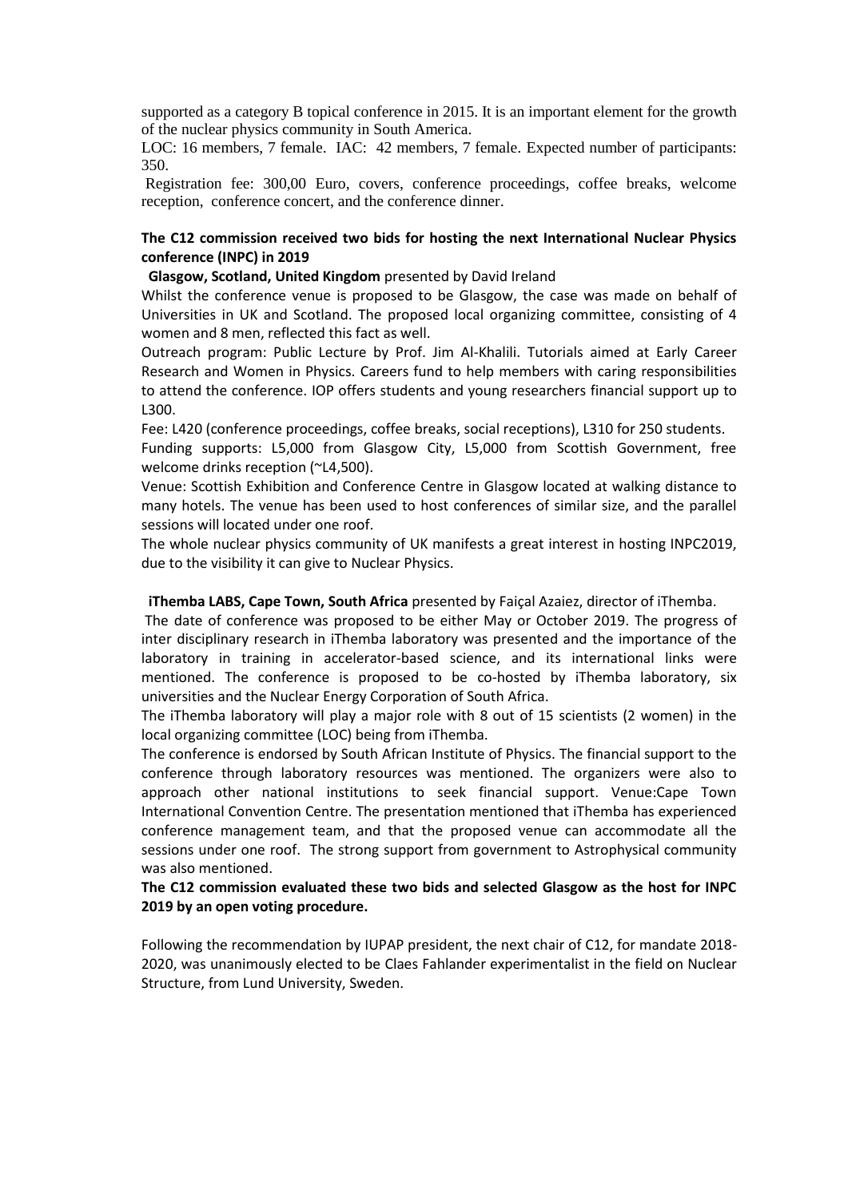supported as a category B topical conference in 2015. It is an important element for the growth of the nuclear physics community in South America.

LOC: 16 members, 7 female. IAC: 42 members, 7 female. Expected number of participants: 350.

Registration fee: 300,00 Euro, covers, conference proceedings, coffee breaks, welcome reception, conference concert, and the conference dinner.

**The C12 commission received two bids for hosting the next International Nuclear Physics conference (INPC) in 2019**

**Glasgow, Scotland, United Kingdom** presented by David Ireland

Whilst the conference venue is proposed to be Glasgow, the case was made on behalf of Universities in UK and Scotland. The proposed local organizing committee, consisting of 4 women and 8 men, reflected this fact as well.

Outreach program: Public Lecture by Prof. Jim Al-Khalili. Tutorials aimed at Early Career Research and Women in Physics. Careers fund to help members with caring responsibilities to attend the conference. IOP offers students and young researchers financial support up to L300.

Fee: L420 (conference proceedings, coffee breaks, social receptions), L310 for 250 students.

Funding supports: L5,000 from Glasgow City, L5,000 from Scottish Government, free welcome drinks reception (~L4,500).

Venue: Scottish Exhibition and Conference Centre in Glasgow located at walking distance to many hotels. The venue has been used to host conferences of similar size, and the parallel sessions will located under one roof.

The whole nuclear physics community of UK manifests a great interest in hosting INPC2019, due to the visibility it can give to Nuclear Physics.

**iThemba LABS, Cape Town, South Africa** presented by Faiçal Azaiez, director of iThemba.

The date of conference was proposed to be either May or October 2019. The progress of inter disciplinary research in iThemba laboratory was presented and the importance of the laboratory in training in accelerator-based science, and its international links were mentioned. The conference is proposed to be co-hosted by iThemba laboratory, six universities and the Nuclear Energy Corporation of South Africa.

The iThemba laboratory will play a major role with 8 out of 15 scientists (2 women) in the local organizing committee (LOC) being from iThemba.

The conference is endorsed by South African Institute of Physics. The financial support to the conference through laboratory resources was mentioned. The organizers were also to approach other national institutions to seek financial support. Venue:Cape Town International Convention Centre. The presentation mentioned that iThemba has experienced conference management team, and that the proposed venue can accommodate all the sessions under one roof. The strong support from government to Astrophysical community was also mentioned.

**The C12 commission evaluated these two bids and selected Glasgow as the host for INPC 2019 by an open voting procedure.**

Following the recommendation by IUPAP president, the next chair of C12, for mandate 2018-2020, was unanimously elected to be Claes Fahlander experimentalist in the field on Nuclear Structure, from Lund University, Sweden.